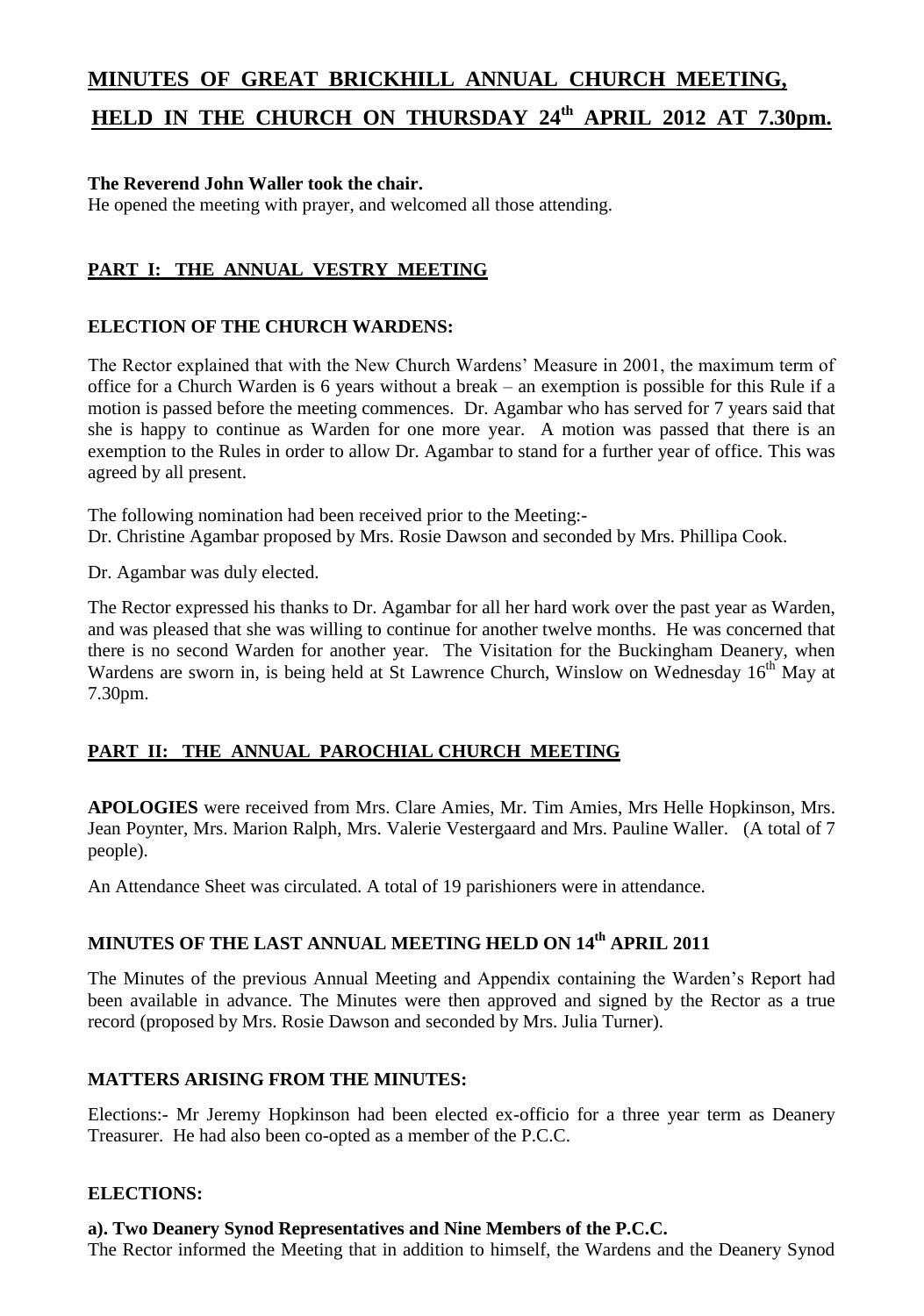# MINUTES OF GREAT BRICKHILL ANNUAL CHURCH MEETING, HELD IN THE CHURCH ON THURSDAY 24th APRIL 2012 AT 7.30pm.

**The Reverend John Waller took the chair.**
He opened the meeting with prayer, and welcomed all those attending.

## PART I: THE ANNUAL VESTRY MEETING

### ELECTION OF THE CHURCH WARDENS:

The Rector explained that with the New Church Wardens' Measure in 2001, the maximum term of office for a Church Warden is 6 years without a break – an exemption is possible for this Rule if a motion is passed before the meeting commences. Dr. Agambar who has served for 7 years said that she is happy to continue as Warden for one more year. A motion was passed that there is an exemption to the Rules in order to allow Dr. Agambar to stand for a further year of office. This was agreed by all present.

The following nomination had been received prior to the Meeting:-
Dr. Christine Agambar proposed by Mrs. Rosie Dawson and seconded by Mrs. Phillipa Cook.

Dr. Agambar was duly elected.

The Rector expressed his thanks to Dr. Agambar for all her hard work over the past year as Warden, and was pleased that she was willing to continue for another twelve months. He was concerned that there is no second Warden for another year. The Visitation for the Buckingham Deanery, when Wardens are sworn in, is being held at St Lawrence Church, Winslow on Wednesday 16th May at 7.30pm.

## PART II: THE ANNUAL PAROCHIAL CHURCH MEETING

**APOLOGIES** were received from Mrs. Clare Amies, Mr. Tim Amies, Mrs Helle Hopkinson, Mrs. Jean Poynter, Mrs. Marion Ralph, Mrs. Valerie Vestergaard and Mrs. Pauline Waller. (A total of 7 people).

An Attendance Sheet was circulated. A total of 19 parishioners were in attendance.

### MINUTES OF THE LAST ANNUAL MEETING HELD ON 14th APRIL 2011

The Minutes of the previous Annual Meeting and Appendix containing the Warden's Report had been available in advance. The Minutes were then approved and signed by the Rector as a true record (proposed by Mrs. Rosie Dawson and seconded by Mrs. Julia Turner).

### MATTERS ARISING FROM THE MINUTES:

Elections:- Mr Jeremy Hopkinson had been elected ex-officio for a three year term as Deanery Treasurer. He had also been co-opted as a member of the P.C.C.

### ELECTIONS:

**a). Two Deanery Synod Representatives and Nine Members of the P.C.C.**
The Rector informed the Meeting that in addition to himself, the Wardens and the Deanery Synod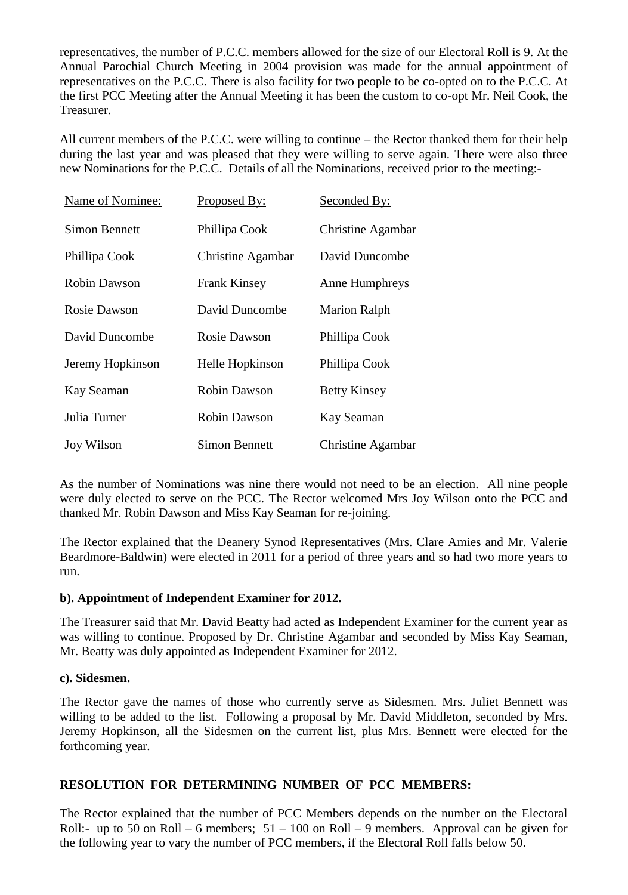representatives, the number of P.C.C. members allowed for the size of our Electoral Roll is 9. At the Annual Parochial Church Meeting in 2004 provision was made for the annual appointment of representatives on the P.C.C. There is also facility for two people to be co-opted on to the P.C.C. At the first PCC Meeting after the Annual Meeting it has been the custom to co-opt Mr. Neil Cook, the Treasurer.

All current members of the P.C.C. were willing to continue – the Rector thanked them for their help during the last year and was pleased that they were willing to serve again. There were also three new Nominations for the P.C.C. Details of all the Nominations, received prior to the meeting:-

| Name of Nominee: | Proposed By: | Seconded By: |
|---|---|---|
| Simon Bennett | Phillipa Cook | Christine Agambar |
| Phillipa Cook | Christine Agambar | David Duncombe |
| Robin Dawson | Frank Kinsey | Anne Humphreys |
| Rosie Dawson | David Duncombe | Marion Ralph |
| David Duncombe | Rosie Dawson | Phillipa Cook |
| Jeremy Hopkinson | Helle Hopkinson | Phillipa Cook |
| Kay Seaman | Robin Dawson | Betty Kinsey |
| Julia Turner | Robin Dawson | Kay Seaman |
| Joy Wilson | Simon Bennett | Christine Agambar |

As the number of Nominations was nine there would not need to be an election. All nine people were duly elected to serve on the PCC. The Rector welcomed Mrs Joy Wilson onto the PCC and thanked Mr. Robin Dawson and Miss Kay Seaman for re-joining.

The Rector explained that the Deanery Synod Representatives (Mrs. Clare Amies and Mr. Valerie Beardmore-Baldwin) were elected in 2011 for a period of three years and so had two more years to run.

**b). Appointment of Independent Examiner for 2012.**

The Treasurer said that Mr. David Beatty had acted as Independent Examiner for the current year as was willing to continue. Proposed by Dr. Christine Agambar and seconded by Miss Kay Seaman, Mr. Beatty was duly appointed as Independent Examiner for 2012.

**c). Sidesmen.**

The Rector gave the names of those who currently serve as Sidesmen. Mrs. Juliet Bennett was willing to be added to the list. Following a proposal by Mr. David Middleton, seconded by Mrs. Jeremy Hopkinson, all the Sidesmen on the current list, plus Mrs. Bennett were elected for the forthcoming year.

**RESOLUTION FOR DETERMINING NUMBER OF PCC MEMBERS:**

The Rector explained that the number of PCC Members depends on the number on the Electoral Roll:- up to 50 on Roll – 6 members; 51 – 100 on Roll – 9 members. Approval can be given for the following year to vary the number of PCC members, if the Electoral Roll falls below 50.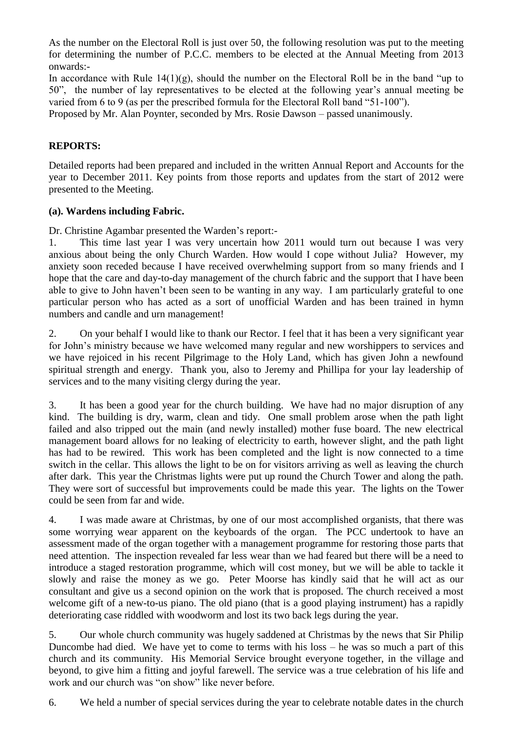As the number on the Electoral Roll is just over 50, the following resolution was put to the meeting for determining the number of P.C.C. members to be elected at the Annual Meeting from 2013 onwards:-

In accordance with Rule 14(1)(g), should the number on the Electoral Roll be in the band "up to 50", the number of lay representatives to be elected at the following year's annual meeting be varied from 6 to 9 (as per the prescribed formula for the Electoral Roll band "51-100").

Proposed by Mr. Alan Poynter, seconded by Mrs. Rosie Dawson – passed unanimously.

**REPORTS:**

Detailed reports had been prepared and included in the written Annual Report and Accounts for the year to December 2011. Key points from those reports and updates from the start of 2012 were presented to the Meeting.

**(a). Wardens including Fabric.**

Dr. Christine Agambar presented the Warden's report:-

1. This time last year I was very uncertain how 2011 would turn out because I was very anxious about being the only Church Warden. How would I cope without Julia? However, my anxiety soon receded because I have received overwhelming support from so many friends and I hope that the care and day-to-day management of the church fabric and the support that I have been able to give to John haven't been seen to be wanting in any way. I am particularly grateful to one particular person who has acted as a sort of unofficial Warden and has been trained in hymn numbers and candle and urn management!

2. On your behalf I would like to thank our Rector. I feel that it has been a very significant year for John's ministry because we have welcomed many regular and new worshippers to services and we have rejoiced in his recent Pilgrimage to the Holy Land, which has given John a newfound spiritual strength and energy. Thank you, also to Jeremy and Phillipa for your lay leadership of services and to the many visiting clergy during the year.

3. It has been a good year for the church building. We have had no major disruption of any kind. The building is dry, warm, clean and tidy. One small problem arose when the path light failed and also tripped out the main (and newly installed) mother fuse board. The new electrical management board allows for no leaking of electricity to earth, however slight, and the path light has had to be rewired. This work has been completed and the light is now connected to a time switch in the cellar. This allows the light to be on for visitors arriving as well as leaving the church after dark. This year the Christmas lights were put up round the Church Tower and along the path. They were sort of successful but improvements could be made this year. The lights on the Tower could be seen from far and wide.

4. I was made aware at Christmas, by one of our most accomplished organists, that there was some worrying wear apparent on the keyboards of the organ. The PCC undertook to have an assessment made of the organ together with a management programme for restoring those parts that need attention. The inspection revealed far less wear than we had feared but there will be a need to introduce a staged restoration programme, which will cost money, but we will be able to tackle it slowly and raise the money as we go. Peter Moorse has kindly said that he will act as our consultant and give us a second opinion on the work that is proposed. The church received a most welcome gift of a new-to-us piano. The old piano (that is a good playing instrument) has a rapidly deteriorating case riddled with woodworm and lost its two back legs during the year.

5. Our whole church community was hugely saddened at Christmas by the news that Sir Philip Duncombe had died. We have yet to come to terms with his loss – he was so much a part of this church and its community. His Memorial Service brought everyone together, in the village and beyond, to give him a fitting and joyful farewell. The service was a true celebration of his life and work and our church was "on show" like never before.

6. We held a number of special services during the year to celebrate notable dates in the church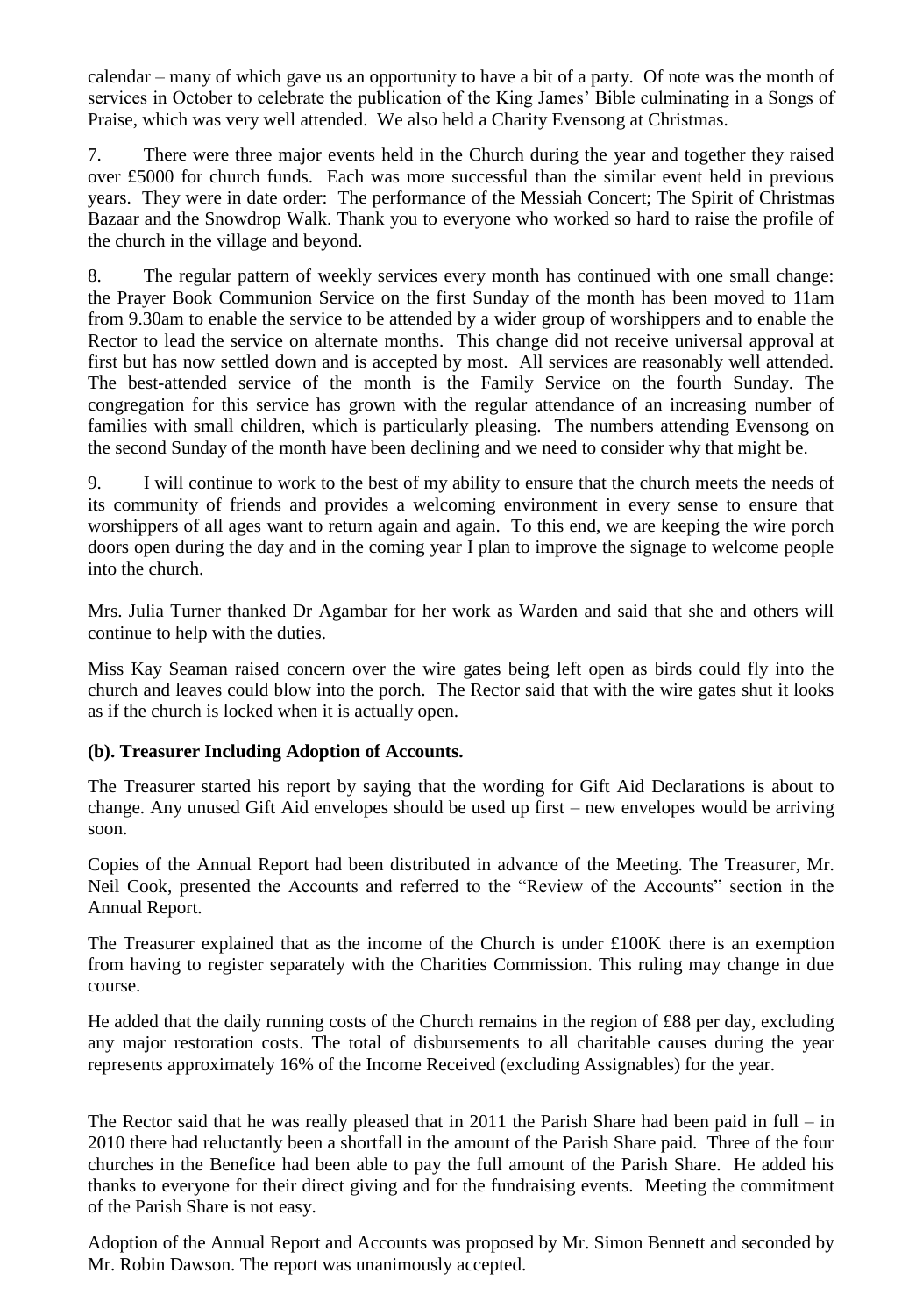calendar – many of which gave us an opportunity to have a bit of a party. Of note was the month of services in October to celebrate the publication of the King James' Bible culminating in a Songs of Praise, which was very well attended. We also held a Charity Evensong at Christmas.

7. There were three major events held in the Church during the year and together they raised over £5000 for church funds. Each was more successful than the similar event held in previous years. They were in date order: The performance of the Messiah Concert; The Spirit of Christmas Bazaar and the Snowdrop Walk. Thank you to everyone who worked so hard to raise the profile of the church in the village and beyond.

8. The regular pattern of weekly services every month has continued with one small change: the Prayer Book Communion Service on the first Sunday of the month has been moved to 11am from 9.30am to enable the service to be attended by a wider group of worshippers and to enable the Rector to lead the service on alternate months. This change did not receive universal approval at first but has now settled down and is accepted by most. All services are reasonably well attended. The best-attended service of the month is the Family Service on the fourth Sunday. The congregation for this service has grown with the regular attendance of an increasing number of families with small children, which is particularly pleasing. The numbers attending Evensong on the second Sunday of the month have been declining and we need to consider why that might be.

9. I will continue to work to the best of my ability to ensure that the church meets the needs of its community of friends and provides a welcoming environment in every sense to ensure that worshippers of all ages want to return again and again. To this end, we are keeping the wire porch doors open during the day and in the coming year I plan to improve the signage to welcome people into the church.

Mrs. Julia Turner thanked Dr Agambar for her work as Warden and said that she and others will continue to help with the duties.

Miss Kay Seaman raised concern over the wire gates being left open as birds could fly into the church and leaves could blow into the porch. The Rector said that with the wire gates shut it looks as if the church is locked when it is actually open.

**(b). Treasurer Including Adoption of Accounts.**

The Treasurer started his report by saying that the wording for Gift Aid Declarations is about to change. Any unused Gift Aid envelopes should be used up first – new envelopes would be arriving soon.

Copies of the Annual Report had been distributed in advance of the Meeting. The Treasurer, Mr. Neil Cook, presented the Accounts and referred to the "Review of the Accounts" section in the Annual Report.

The Treasurer explained that as the income of the Church is under £100K there is an exemption from having to register separately with the Charities Commission. This ruling may change in due course.

He added that the daily running costs of the Church remains in the region of £88 per day, excluding any major restoration costs. The total of disbursements to all charitable causes during the year represents approximately 16% of the Income Received (excluding Assignables) for the year.

The Rector said that he was really pleased that in 2011 the Parish Share had been paid in full – in 2010 there had reluctantly been a shortfall in the amount of the Parish Share paid. Three of the four churches in the Benefice had been able to pay the full amount of the Parish Share. He added his thanks to everyone for their direct giving and for the fundraising events. Meeting the commitment of the Parish Share is not easy.

Adoption of the Annual Report and Accounts was proposed by Mr. Simon Bennett and seconded by Mr. Robin Dawson. The report was unanimously accepted.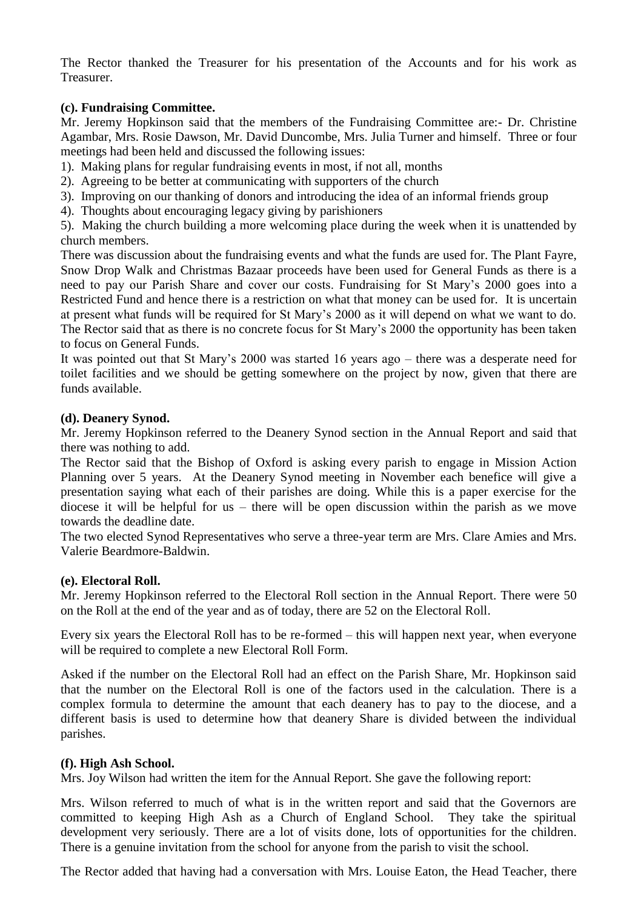The Rector thanked the Treasurer for his presentation of the Accounts and for his work as Treasurer.

**(c). Fundraising Committee.**

Mr. Jeremy Hopkinson said that the members of the Fundraising Committee are:- Dr. Christine Agambar, Mrs. Rosie Dawson, Mr. David Duncombe, Mrs. Julia Turner and himself. Three or four meetings had been held and discussed the following issues:

1). Making plans for regular fundraising events in most, if not all, months
2). Agreeing to be better at communicating with supporters of the church
3). Improving on our thanking of donors and introducing the idea of an informal friends group
4). Thoughts about encouraging legacy giving by parishioners
5). Making the church building a more welcoming place during the week when it is unattended by church members.

There was discussion about the fundraising events and what the funds are used for. The Plant Fayre, Snow Drop Walk and Christmas Bazaar proceeds have been used for General Funds as there is a need to pay our Parish Share and cover our costs. Fundraising for St Mary's 2000 goes into a Restricted Fund and hence there is a restriction on what that money can be used for. It is uncertain at present what funds will be required for St Mary's 2000 as it will depend on what we want to do. The Rector said that as there is no concrete focus for St Mary's 2000 the opportunity has been taken to focus on General Funds.

It was pointed out that St Mary's 2000 was started 16 years ago – there was a desperate need for toilet facilities and we should be getting somewhere on the project by now, given that there are funds available.

**(d). Deanery Synod.**

Mr. Jeremy Hopkinson referred to the Deanery Synod section in the Annual Report and said that there was nothing to add.

The Rector said that the Bishop of Oxford is asking every parish to engage in Mission Action Planning over 5 years. At the Deanery Synod meeting in November each benefice will give a presentation saying what each of their parishes are doing. While this is a paper exercise for the diocese it will be helpful for us – there will be open discussion within the parish as we move towards the deadline date.

The two elected Synod Representatives who serve a three-year term are Mrs. Clare Amies and Mrs. Valerie Beardmore-Baldwin.

**(e). Electoral Roll.**

Mr. Jeremy Hopkinson referred to the Electoral Roll section in the Annual Report. There were 50 on the Roll at the end of the year and as of today, there are 52 on the Electoral Roll.

Every six years the Electoral Roll has to be re-formed – this will happen next year, when everyone will be required to complete a new Electoral Roll Form.

Asked if the number on the Electoral Roll had an effect on the Parish Share, Mr. Hopkinson said that the number on the Electoral Roll is one of the factors used in the calculation. There is a complex formula to determine the amount that each deanery has to pay to the diocese, and a different basis is used to determine how that deanery Share is divided between the individual parishes.

**(f). High Ash School.**

Mrs. Joy Wilson had written the item for the Annual Report. She gave the following report:

Mrs. Wilson referred to much of what is in the written report and said that the Governors are committed to keeping High Ash as a Church of England School. They take the spiritual development very seriously. There are a lot of visits done, lots of opportunities for the children. There is a genuine invitation from the school for anyone from the parish to visit the school.

The Rector added that having had a conversation with Mrs. Louise Eaton, the Head Teacher, there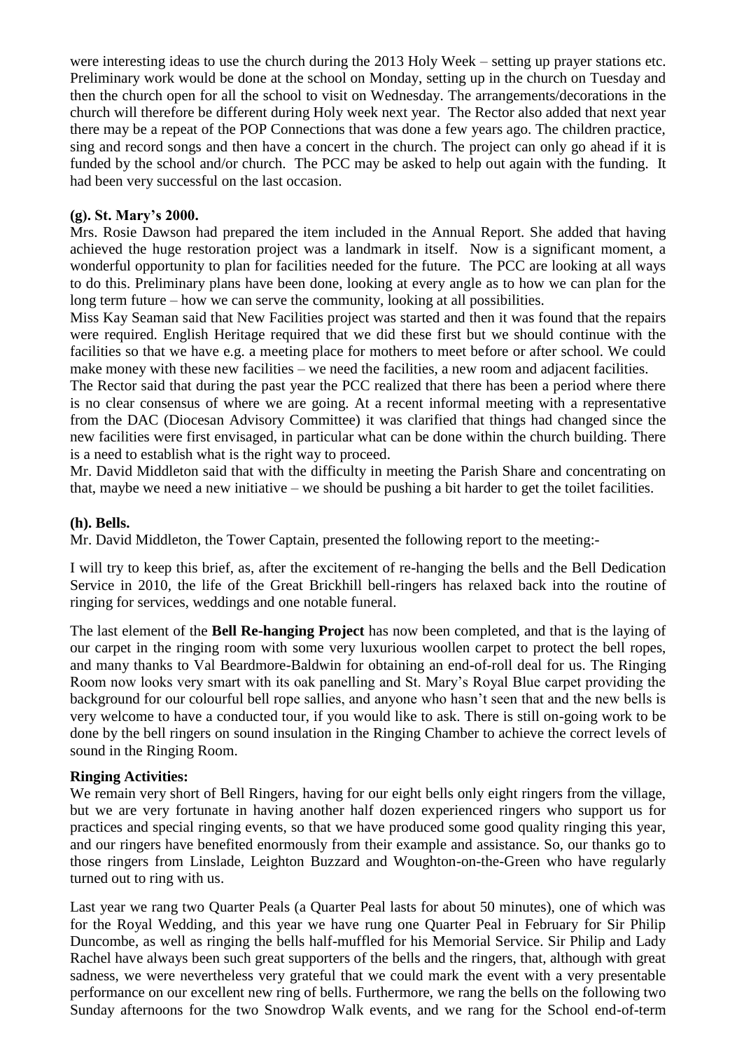were interesting ideas to use the church during the 2013 Holy Week – setting up prayer stations etc. Preliminary work would be done at the school on Monday, setting up in the church on Tuesday and then the church open for all the school to visit on Wednesday. The arrangements/decorations in the church will therefore be different during Holy week next year. The Rector also added that next year there may be a repeat of the POP Connections that was done a few years ago. The children practice, sing and record songs and then have a concert in the church. The project can only go ahead if it is funded by the school and/or church. The PCC may be asked to help out again with the funding. It had been very successful on the last occasion.

**(g). St. Mary's 2000.**

Mrs. Rosie Dawson had prepared the item included in the Annual Report. She added that having achieved the huge restoration project was a landmark in itself. Now is a significant moment, a wonderful opportunity to plan for facilities needed for the future. The PCC are looking at all ways to do this. Preliminary plans have been done, looking at every angle as to how we can plan for the long term future – how we can serve the community, looking at all possibilities.

Miss Kay Seaman said that New Facilities project was started and then it was found that the repairs were required. English Heritage required that we did these first but we should continue with the facilities so that we have e.g. a meeting place for mothers to meet before or after school. We could make money with these new facilities – we need the facilities, a new room and adjacent facilities.

The Rector said that during the past year the PCC realized that there has been a period where there is no clear consensus of where we are going. At a recent informal meeting with a representative from the DAC (Diocesan Advisory Committee) it was clarified that things had changed since the new facilities were first envisaged, in particular what can be done within the church building. There is a need to establish what is the right way to proceed.

Mr. David Middleton said that with the difficulty in meeting the Parish Share and concentrating on that, maybe we need a new initiative – we should be pushing a bit harder to get the toilet facilities.

**(h). Bells.**

Mr. David Middleton, the Tower Captain, presented the following report to the meeting:-

I will try to keep this brief, as, after the excitement of re-hanging the bells and the Bell Dedication Service in 2010, the life of the Great Brickhill bell-ringers has relaxed back into the routine of ringing for services, weddings and one notable funeral.

The last element of the **Bell Re-hanging Project** has now been completed, and that is the laying of our carpet in the ringing room with some very luxurious woollen carpet to protect the bell ropes, and many thanks to Val Beardmore-Baldwin for obtaining an end-of-roll deal for us. The Ringing Room now looks very smart with its oak panelling and St. Mary's Royal Blue carpet providing the background for our colourful bell rope sallies, and anyone who hasn't seen that and the new bells is very welcome to have a conducted tour, if you would like to ask. There is still on-going work to be done by the bell ringers on sound insulation in the Ringing Chamber to achieve the correct levels of sound in the Ringing Room.

**Ringing Activities:**

We remain very short of Bell Ringers, having for our eight bells only eight ringers from the village, but we are very fortunate in having another half dozen experienced ringers who support us for practices and special ringing events, so that we have produced some good quality ringing this year, and our ringers have benefited enormously from their example and assistance. So, our thanks go to those ringers from Linslade, Leighton Buzzard and Woughton-on-the-Green who have regularly turned out to ring with us.

Last year we rang two Quarter Peals (a Quarter Peal lasts for about 50 minutes), one of which was for the Royal Wedding, and this year we have rung one Quarter Peal in February for Sir Philip Duncombe, as well as ringing the bells half-muffled for his Memorial Service. Sir Philip and Lady Rachel have always been such great supporters of the bells and the ringers, that, although with great sadness, we were nevertheless very grateful that we could mark the event with a very presentable performance on our excellent new ring of bells. Furthermore, we rang the bells on the following two Sunday afternoons for the two Snowdrop Walk events, and we rang for the School end-of-term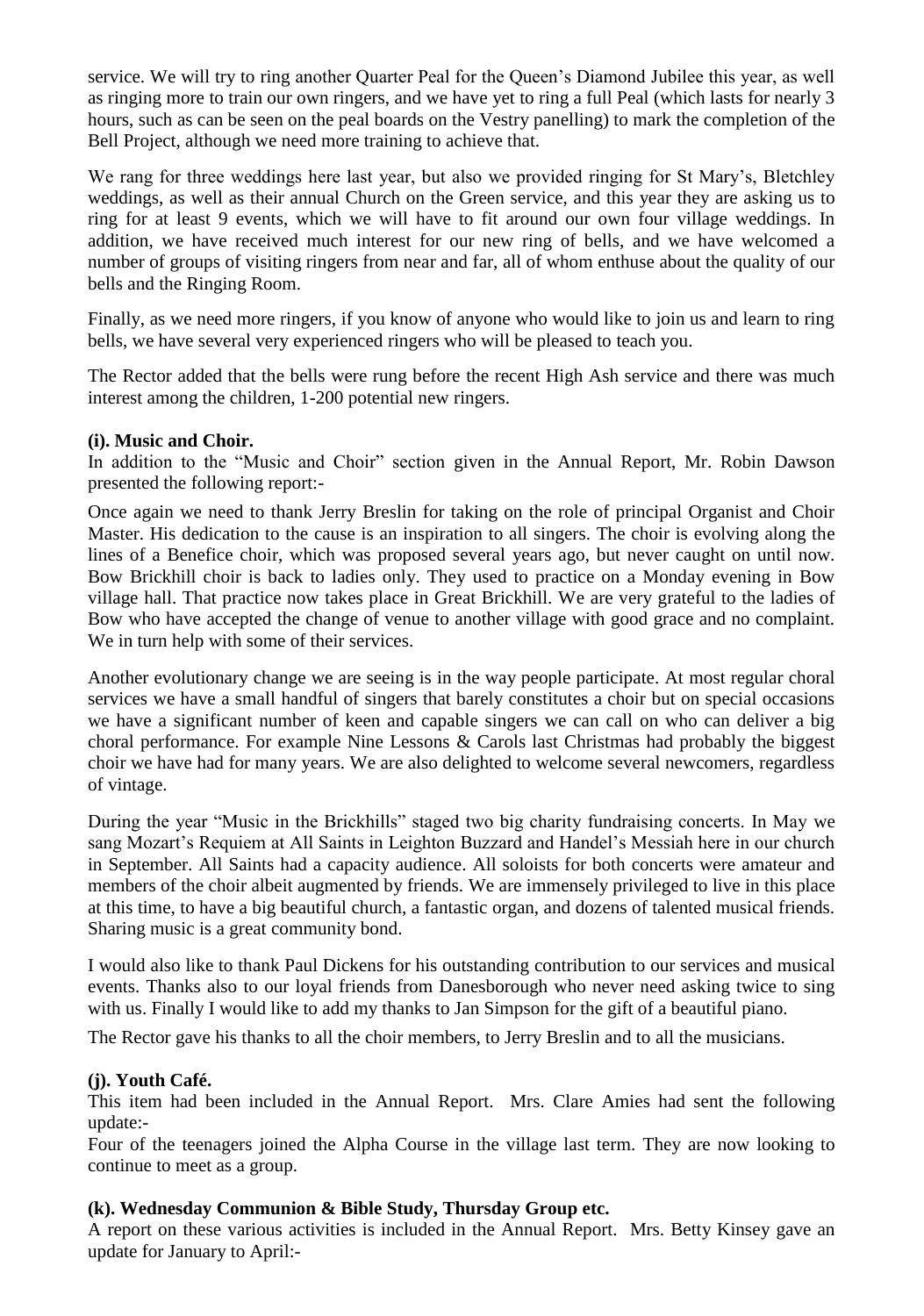service. We will try to ring another Quarter Peal for the Queen's Diamond Jubilee this year, as well as ringing more to train our own ringers, and we have yet to ring a full Peal (which lasts for nearly 3 hours, such as can be seen on the peal boards on the Vestry panelling) to mark the completion of the Bell Project, although we need more training to achieve that.

We rang for three weddings here last year, but also we provided ringing for St Mary's, Bletchley weddings, as well as their annual Church on the Green service, and this year they are asking us to ring for at least 9 events, which we will have to fit around our own four village weddings. In addition, we have received much interest for our new ring of bells, and we have welcomed a number of groups of visiting ringers from near and far, all of whom enthuse about the quality of our bells and the Ringing Room.

Finally, as we need more ringers, if you know of anyone who would like to join us and learn to ring bells, we have several very experienced ringers who will be pleased to teach you.

The Rector added that the bells were rung before the recent High Ash service and there was much interest among the children, 1-200 potential new ringers.

**(i). Music and Choir.**
In addition to the "Music and Choir" section given in the Annual Report, Mr. Robin Dawson presented the following report:-

Once again we need to thank Jerry Breslin for taking on the role of principal Organist and Choir Master. His dedication to the cause is an inspiration to all singers. The choir is evolving along the lines of a Benefice choir, which was proposed several years ago, but never caught on until now. Bow Brickhill choir is back to ladies only. They used to practice on a Monday evening in Bow village hall. That practice now takes place in Great Brickhill. We are very grateful to the ladies of Bow who have accepted the change of venue to another village with good grace and no complaint. We in turn help with some of their services.

Another evolutionary change we are seeing is in the way people participate. At most regular choral services we have a small handful of singers that barely constitutes a choir but on special occasions we have a significant number of keen and capable singers we can call on who can deliver a big choral performance. For example Nine Lessons & Carols last Christmas had probably the biggest choir we have had for many years. We are also delighted to welcome several newcomers, regardless of vintage.

During the year "Music in the Brickhills" staged two big charity fundraising concerts. In May we sang Mozart's Requiem at All Saints in Leighton Buzzard and Handel's Messiah here in our church in September. All Saints had a capacity audience. All soloists for both concerts were amateur and members of the choir albeit augmented by friends. We are immensely privileged to live in this place at this time, to have a big beautiful church, a fantastic organ, and dozens of talented musical friends. Sharing music is a great community bond.

I would also like to thank Paul Dickens for his outstanding contribution to our services and musical events. Thanks also to our loyal friends from Danesborough who never need asking twice to sing with us. Finally I would like to add my thanks to Jan Simpson for the gift of a beautiful piano.

The Rector gave his thanks to all the choir members, to Jerry Breslin and to all the musicians.

**(j). Youth Café.**
This item had been included in the Annual Report. Mrs. Clare Amies had sent the following update:-
Four of the teenagers joined the Alpha Course in the village last term. They are now looking to continue to meet as a group.

**(k). Wednesday Communion & Bible Study, Thursday Group etc.**
A report on these various activities is included in the Annual Report. Mrs. Betty Kinsey gave an update for January to April:-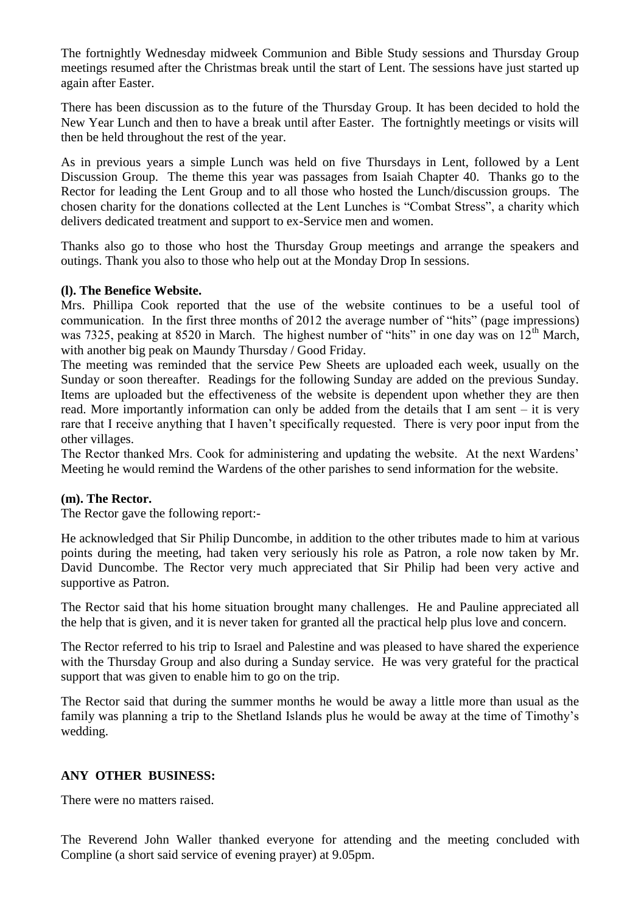The fortnightly Wednesday midweek Communion and Bible Study sessions and Thursday Group meetings resumed after the Christmas break until the start of Lent. The sessions have just started up again after Easter.

There has been discussion as to the future of the Thursday Group. It has been decided to hold the New Year Lunch and then to have a break until after Easter. The fortnightly meetings or visits will then be held throughout the rest of the year.

As in previous years a simple Lunch was held on five Thursdays in Lent, followed by a Lent Discussion Group. The theme this year was passages from Isaiah Chapter 40. Thanks go to the Rector for leading the Lent Group and to all those who hosted the Lunch/discussion groups. The chosen charity for the donations collected at the Lent Lunches is "Combat Stress", a charity which delivers dedicated treatment and support to ex-Service men and women.

Thanks also go to those who host the Thursday Group meetings and arrange the speakers and outings. Thank you also to those who help out at the Monday Drop In sessions.

**(l). The Benefice Website.**

Mrs. Phillipa Cook reported that the use of the website continues to be a useful tool of communication. In the first three months of 2012 the average number of "hits" (page impressions) was 7325, peaking at 8520 in March. The highest number of "hits" in one day was on 12th March, with another big peak on Maundy Thursday / Good Friday.

The meeting was reminded that the service Pew Sheets are uploaded each week, usually on the Sunday or soon thereafter. Readings for the following Sunday are added on the previous Sunday. Items are uploaded but the effectiveness of the website is dependent upon whether they are then read. More importantly information can only be added from the details that I am sent – it is very rare that I receive anything that I haven't specifically requested. There is very poor input from the other villages.

The Rector thanked Mrs. Cook for administering and updating the website. At the next Wardens' Meeting he would remind the Wardens of the other parishes to send information for the website.

**(m). The Rector.**

The Rector gave the following report:-

He acknowledged that Sir Philip Duncombe, in addition to the other tributes made to him at various points during the meeting, had taken very seriously his role as Patron, a role now taken by Mr. David Duncombe. The Rector very much appreciated that Sir Philip had been very active and supportive as Patron.

The Rector said that his home situation brought many challenges. He and Pauline appreciated all the help that is given, and it is never taken for granted all the practical help plus love and concern.

The Rector referred to his trip to Israel and Palestine and was pleased to have shared the experience with the Thursday Group and also during a Sunday service. He was very grateful for the practical support that was given to enable him to go on the trip.

The Rector said that during the summer months he would be away a little more than usual as the family was planning a trip to the Shetland Islands plus he would be away at the time of Timothy's wedding.

**ANY OTHER BUSINESS:**

There were no matters raised.

The Reverend John Waller thanked everyone for attending and the meeting concluded with Compline (a short said service of evening prayer) at 9.05pm.